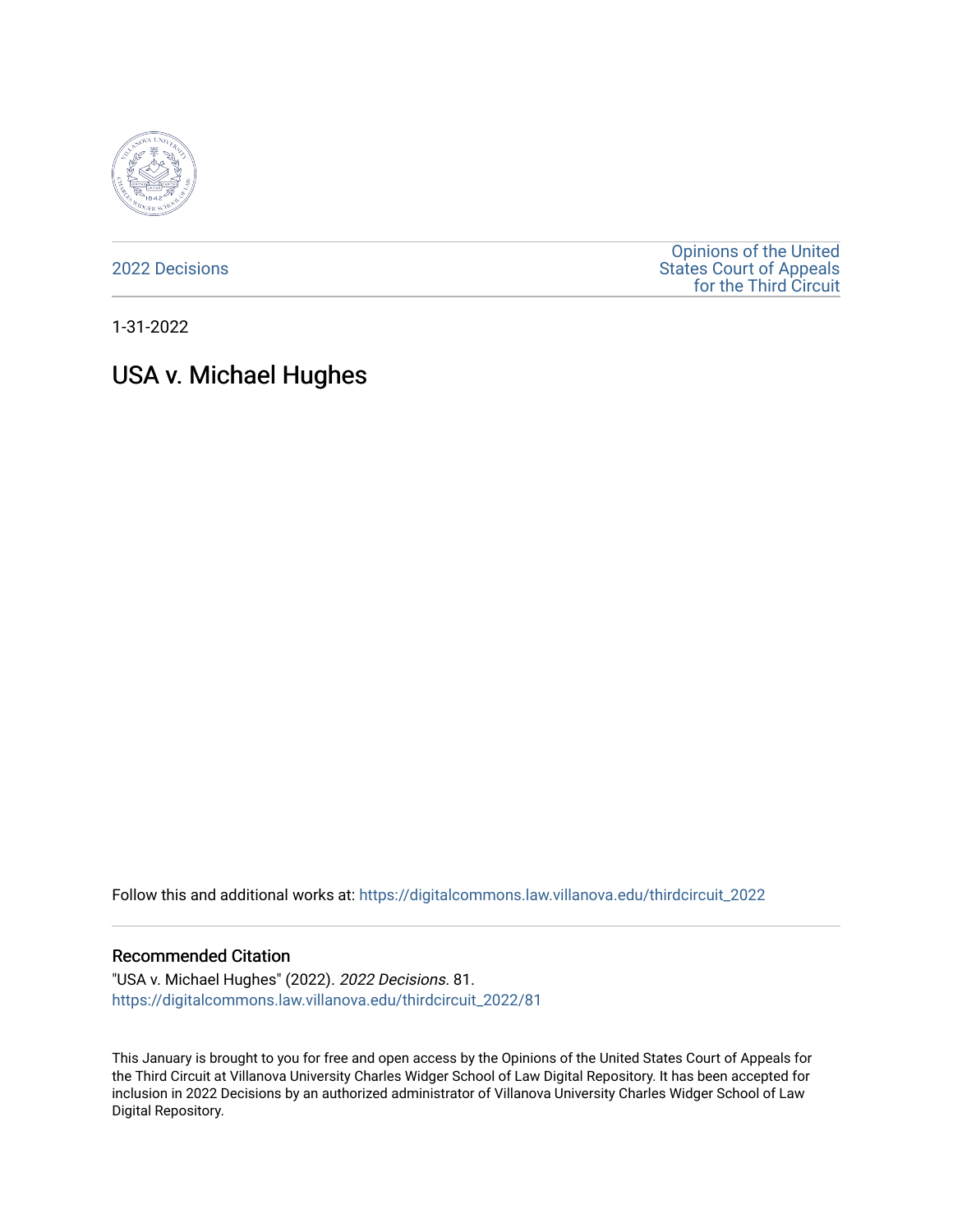2022 Decisions

Opinions of the United States Court of Appeals for the Third Circuit

1-31-2022

# USA v. Michael Hughes

Follow this and additional works at: https://digitalcommons.law.villanova.edu/thirdcircuit_2022

## Recommended Citation

"USA v. Michael Hughes" (2022). *2022 Decisions*. 81.
https://digitalcommons.law.villanova.edu/thirdcircuit_2022/81

This January is brought to you for free and open access by the Opinions of the United States Court of Appeals for the Third Circuit at Villanova University Charles Widger School of Law Digital Repository. It has been accepted for inclusion in 2022 Decisions by an authorized administrator of Villanova University Charles Widger School of Law Digital Repository.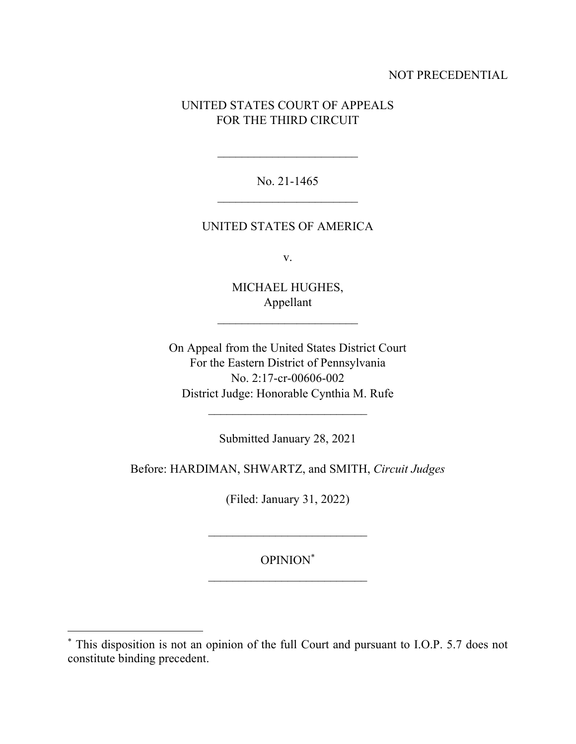NOT PRECEDENTIAL

UNITED STATES COURT OF APPEALS
FOR THE THIRD CIRCUIT

---

No. 21-1465

---

UNITED STATES OF AMERICA

v.

MICHAEL HUGHES,
Appellant

---

On Appeal from the United States District Court
For the Eastern District of Pennsylvania
No. 2:17-cr-00606-002
District Judge: Honorable Cynthia M. Rufe

---

Submitted January 28, 2021

Before: HARDIMAN, SHWARTZ, and SMITH, *Circuit Judges*

(Filed: January 31, 2022)

---

OPINION[*]

---

[*] This disposition is not an opinion of the full Court and pursuant to I.O.P. 5.7 does not constitute binding precedent.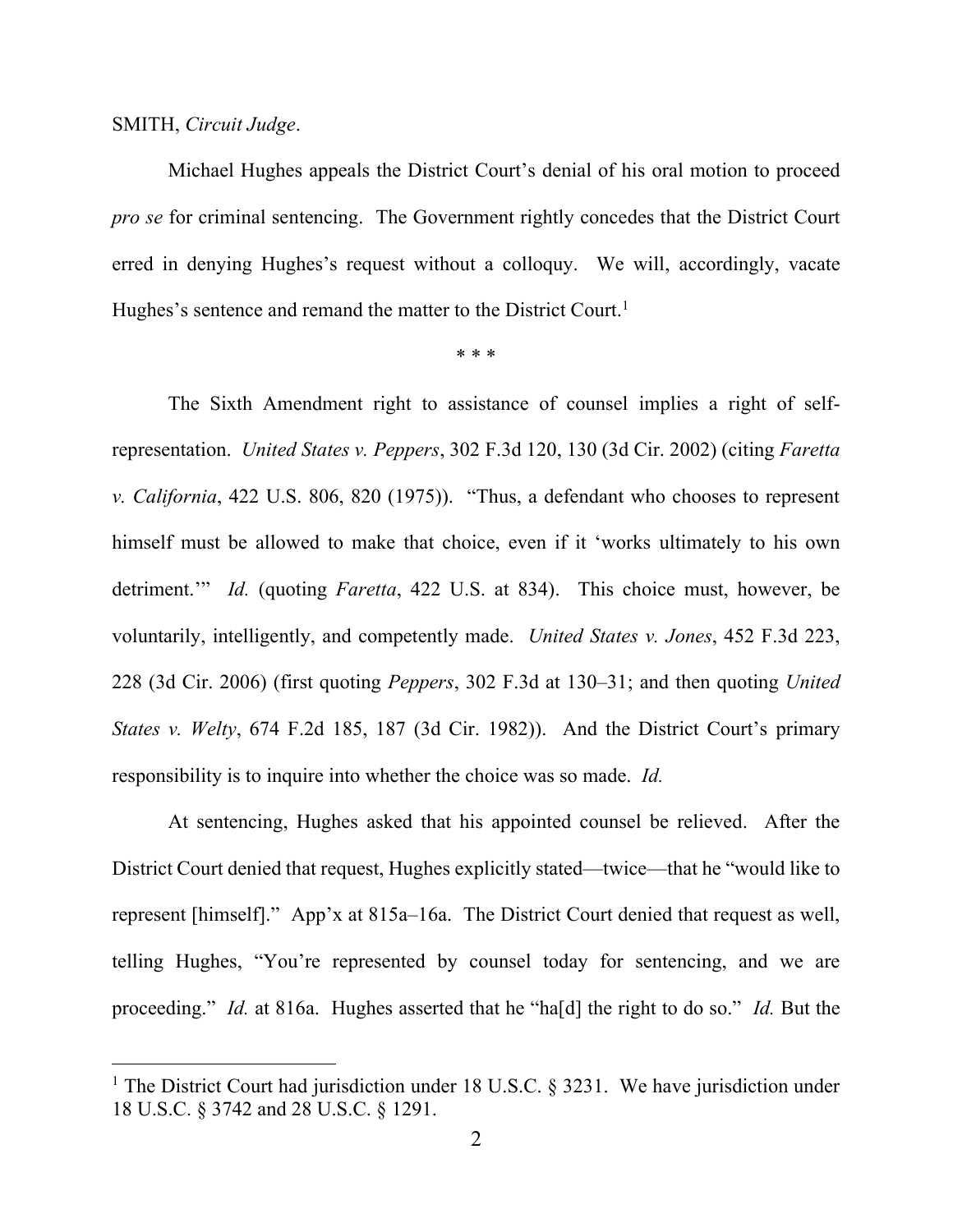SMITH, *Circuit Judge*.

Michael Hughes appeals the District Court's denial of his oral motion to proceed *pro se* for criminal sentencing. The Government rightly concedes that the District Court erred in denying Hughes's request without a colloquy. We will, accordingly, vacate Hughes's sentence and remand the matter to the District Court.[1]

\* \* \*

The Sixth Amendment right to assistance of counsel implies a right of self-representation. *United States v. Peppers*, 302 F.3d 120, 130 (3d Cir. 2002) (citing *Faretta v. California*, 422 U.S. 806, 820 (1975)). "Thus, a defendant who chooses to represent himself must be allowed to make that choice, even if it 'works ultimately to his own detriment.'" *Id.* (quoting *Faretta*, 422 U.S. at 834). This choice must, however, be voluntarily, intelligently, and competently made. *United States v. Jones*, 452 F.3d 223, 228 (3d Cir. 2006) (first quoting *Peppers*, 302 F.3d at 130–31; and then quoting *United States v. Welty*, 674 F.2d 185, 187 (3d Cir. 1982)). And the District Court's primary responsibility is to inquire into whether the choice was so made. *Id.*

At sentencing, Hughes asked that his appointed counsel be relieved. After the District Court denied that request, Hughes explicitly stated—twice—that he "would like to represent [himself]." App'x at 815a–16a. The District Court denied that request as well, telling Hughes, "You're represented by counsel today for sentencing, and we are proceeding." *Id.* at 816a. Hughes asserted that he "ha[d] the right to do so." *Id.* But the

---

[1] The District Court had jurisdiction under 18 U.S.C. § 3231. We have jurisdiction under 18 U.S.C. § 3742 and 28 U.S.C. § 1291.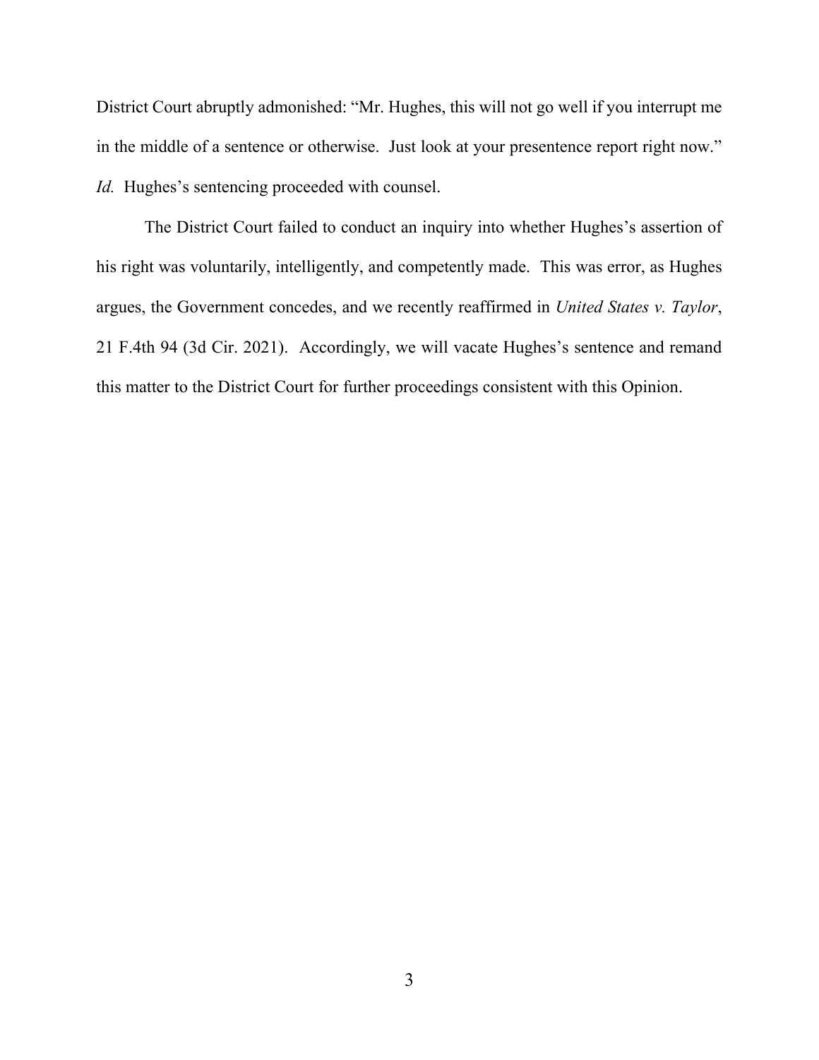District Court abruptly admonished: "Mr. Hughes, this will not go well if you interrupt me in the middle of a sentence or otherwise. Just look at your presentence report right now." *Id.* Hughes's sentencing proceeded with counsel.

The District Court failed to conduct an inquiry into whether Hughes's assertion of his right was voluntarily, intelligently, and competently made. This was error, as Hughes argues, the Government concedes, and we recently reaffirmed in *United States v. Taylor*, 21 F.4th 94 (3d Cir. 2021). Accordingly, we will vacate Hughes's sentence and remand this matter to the District Court for further proceedings consistent with this Opinion.